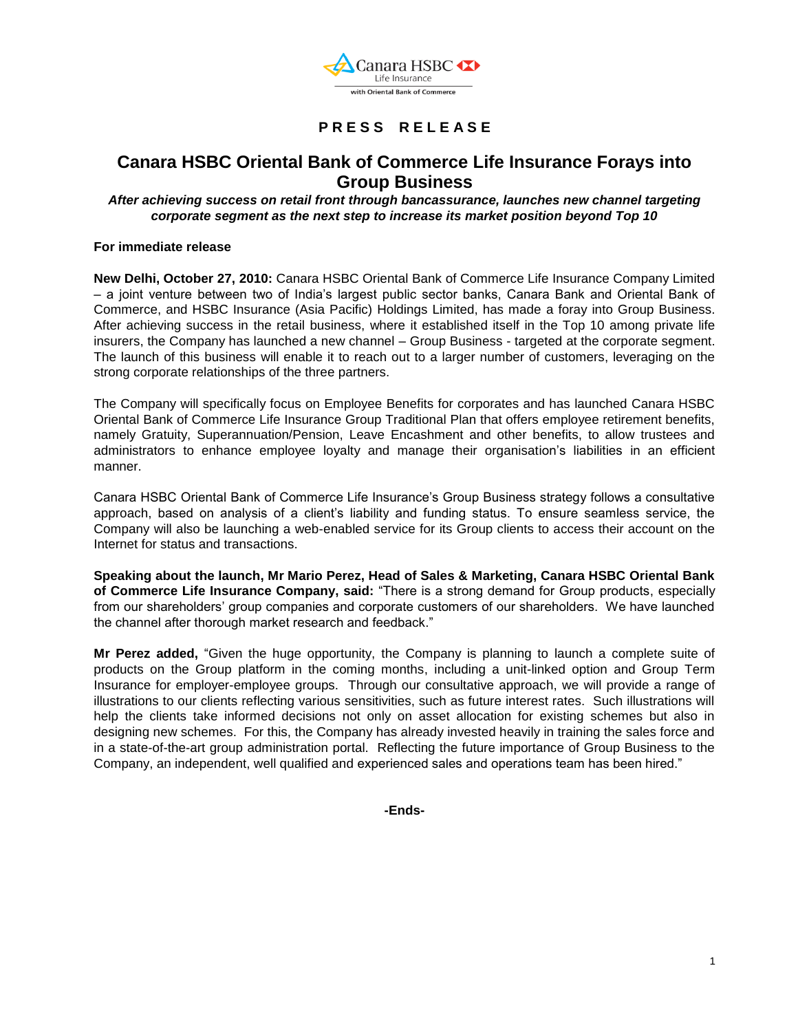Canara HSBC Life Insurance
with Oriental Bank of Commerce

**P R E S S   R E L E A S E**

# Canara HSBC Oriental Bank of Commerce Life Insurance Forays into Group Business

***After achieving success on retail front through bancassurance, launches new channel targeting corporate segment as the next step to increase its market position beyond Top 10***

**For immediate release**

**New Delhi, October 27, 2010:** Canara HSBC Oriental Bank of Commerce Life Insurance Company Limited – a joint venture between two of India's largest public sector banks, Canara Bank and Oriental Bank of Commerce, and HSBC Insurance (Asia Pacific) Holdings Limited, has made a foray into Group Business. After achieving success in the retail business, where it established itself in the Top 10 among private life insurers, the Company has launched a new channel – Group Business - targeted at the corporate segment. The launch of this business will enable it to reach out to a larger number of customers, leveraging on the strong corporate relationships of the three partners.

The Company will specifically focus on Employee Benefits for corporates and has launched Canara HSBC Oriental Bank of Commerce Life Insurance Group Traditional Plan that offers employee retirement benefits, namely Gratuity, Superannuation/Pension, Leave Encashment and other benefits, to allow trustees and administrators to enhance employee loyalty and manage their organisation's liabilities in an efficient manner.

Canara HSBC Oriental Bank of Commerce Life Insurance's Group Business strategy follows a consultative approach, based on analysis of a client's liability and funding status. To ensure seamless service, the Company will also be launching a web-enabled service for its Group clients to access their account on the Internet for status and transactions.

**Speaking about the launch, Mr Mario Perez, Head of Sales & Marketing, Canara HSBC Oriental Bank of Commerce Life Insurance Company, said:** "There is a strong demand for Group products, especially from our shareholders' group companies and corporate customers of our shareholders. We have launched the channel after thorough market research and feedback."

**Mr Perez added,** "Given the huge opportunity, the Company is planning to launch a complete suite of products on the Group platform in the coming months, including a unit-linked option and Group Term Insurance for employer-employee groups. Through our consultative approach, we will provide a range of illustrations to our clients reflecting various sensitivities, such as future interest rates. Such illustrations will help the clients take informed decisions not only on asset allocation for existing schemes but also in designing new schemes. For this, the Company has already invested heavily in training the sales force and in a state-of-the-art group administration portal. Reflecting the future importance of Group Business to the Company, an independent, well qualified and experienced sales and operations team has been hired."

**-Ends-**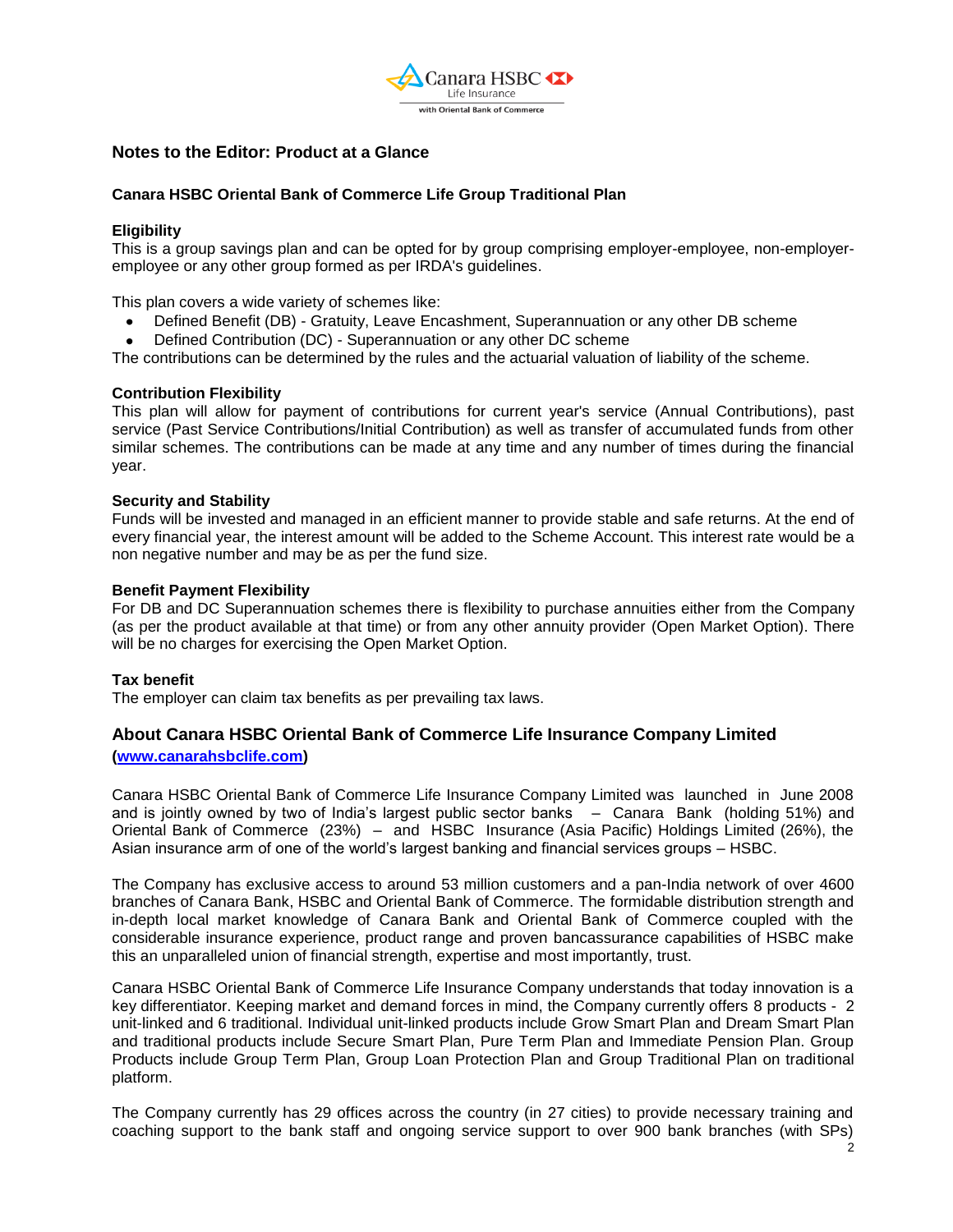## Notes to the Editor: Product at a Glance

### Canara HSBC Oriental Bank of Commerce Life Group Traditional Plan

**Eligibility**

This is a group savings plan and can be opted for by group comprising employer-employee, non-employer-employee or any other group formed as per IRDA's guidelines.

This plan covers a wide variety of schemes like:

- Defined Benefit (DB) - Gratuity, Leave Encashment, Superannuation or any other DB scheme
- Defined Contribution (DC) - Superannuation or any other DC scheme

The contributions can be determined by the rules and the actuarial valuation of liability of the scheme.

**Contribution Flexibility**

This plan will allow for payment of contributions for current year's service (Annual Contributions), past service (Past Service Contributions/Initial Contribution) as well as transfer of accumulated funds from other similar schemes. The contributions can be made at any time and any number of times during the financial year.

**Security and Stability**

Funds will be invested and managed in an efficient manner to provide stable and safe returns. At the end of every financial year, the interest amount will be added to the Scheme Account. This interest rate would be a non negative number and may be as per the fund size.

**Benefit Payment Flexibility**

For DB and DC Superannuation schemes there is flexibility to purchase annuities either from the Company (as per the product available at that time) or from any other annuity provider (Open Market Option). There will be no charges for exercising the Open Market Option.

**Tax benefit**

The employer can claim tax benefits as per prevailing tax laws.

## About Canara HSBC Oriental Bank of Commerce Life Insurance Company Limited

**(www.canarahsbclife.com)**

Canara HSBC Oriental Bank of Commerce Life Insurance Company Limited was launched in June 2008 and is jointly owned by two of India's largest public sector banks – Canara Bank (holding 51%) and Oriental Bank of Commerce (23%) – and HSBC Insurance (Asia Pacific) Holdings Limited (26%), the Asian insurance arm of one of the world's largest banking and financial services groups – HSBC.

The Company has exclusive access to around 53 million customers and a pan-India network of over 4600 branches of Canara Bank, HSBC and Oriental Bank of Commerce. The formidable distribution strength and in-depth local market knowledge of Canara Bank and Oriental Bank of Commerce coupled with the considerable insurance experience, product range and proven bancassurance capabilities of HSBC make this an unparalleled union of financial strength, expertise and most importantly, trust.

Canara HSBC Oriental Bank of Commerce Life Insurance Company understands that today innovation is a key differentiator. Keeping market and demand forces in mind, the Company currently offers 8 products - 2 unit-linked and 6 traditional. Individual unit-linked products include Grow Smart Plan and Dream Smart Plan and traditional products include Secure Smart Plan, Pure Term Plan and Immediate Pension Plan. Group Products include Group Term Plan, Group Loan Protection Plan and Group Traditional Plan on traditional platform.

The Company currently has 29 offices across the country (in 27 cities) to provide necessary training and coaching support to the bank staff and ongoing service support to over 900 bank branches (with SPs)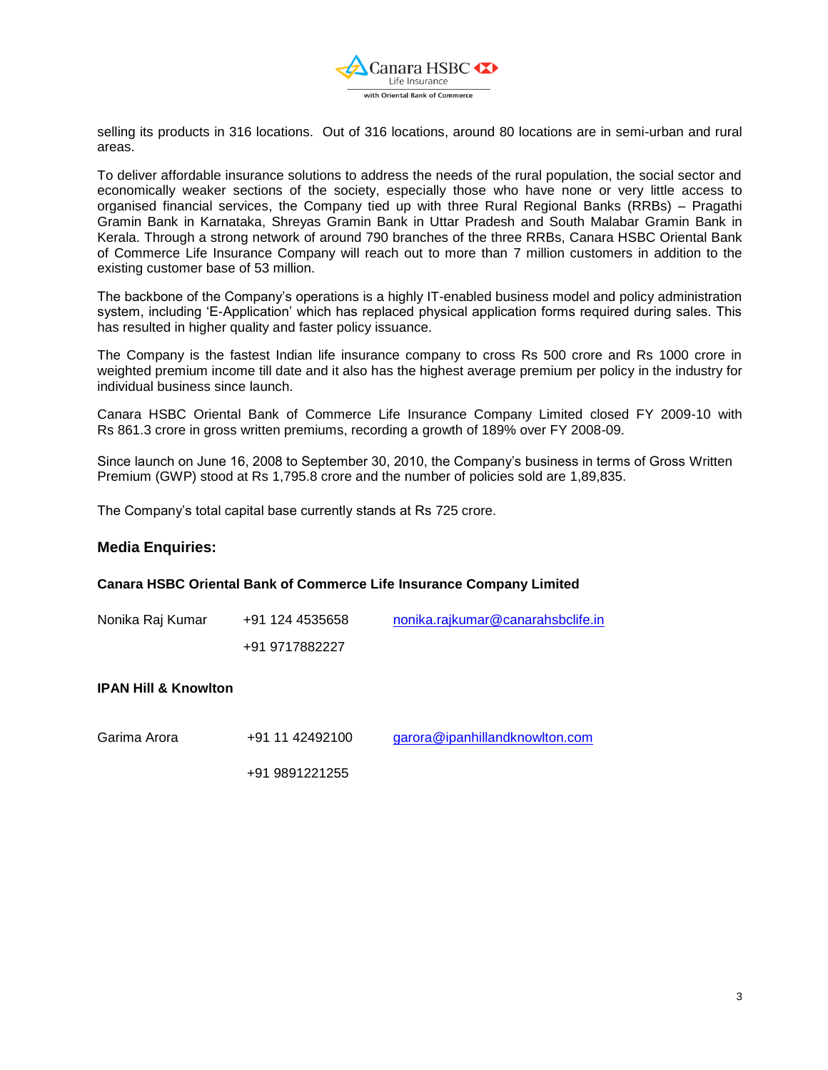selling its products in 316 locations. Out of 316 locations, around 80 locations are in semi-urban and rural areas.

To deliver affordable insurance solutions to address the needs of the rural population, the social sector and economically weaker sections of the society, especially those who have none or very little access to organised financial services, the Company tied up with three Rural Regional Banks (RRBs) – Pragathi Gramin Bank in Karnataka, Shreyas Gramin Bank in Uttar Pradesh and South Malabar Gramin Bank in Kerala. Through a strong network of around 790 branches of the three RRBs, Canara HSBC Oriental Bank of Commerce Life Insurance Company will reach out to more than 7 million customers in addition to the existing customer base of 53 million.

The backbone of the Company's operations is a highly IT-enabled business model and policy administration system, including 'E-Application' which has replaced physical application forms required during sales. This has resulted in higher quality and faster policy issuance.

The Company is the fastest Indian life insurance company to cross Rs 500 crore and Rs 1000 crore in weighted premium income till date and it also has the highest average premium per policy in the industry for individual business since launch.

Canara HSBC Oriental Bank of Commerce Life Insurance Company Limited closed FY 2009-10 with Rs 861.3 crore in gross written premiums, recording a growth of 189% over FY 2008-09.

Since launch on June 16, 2008 to September 30, 2010, the Company's business in terms of Gross Written Premium (GWP) stood at Rs 1,795.8 crore and the number of policies sold are 1,89,835.

The Company's total capital base currently stands at Rs 725 crore.

### Media Enquiries:

**Canara HSBC Oriental Bank of Commerce Life Insurance Company Limited**

| | | |
|---|---|---|
| Nonika Raj Kumar | +91 124 4535658 | nonika.rajkumar@canarahsbclife.in |
| | +91 9717882227 | |

**IPAN Hill & Knowlton**

| | | |
|---|---|---|
| Garima Arora | +91 11 42492100 | garora@ipanhillandknowlton.com |
| | +91 9891221255 | |